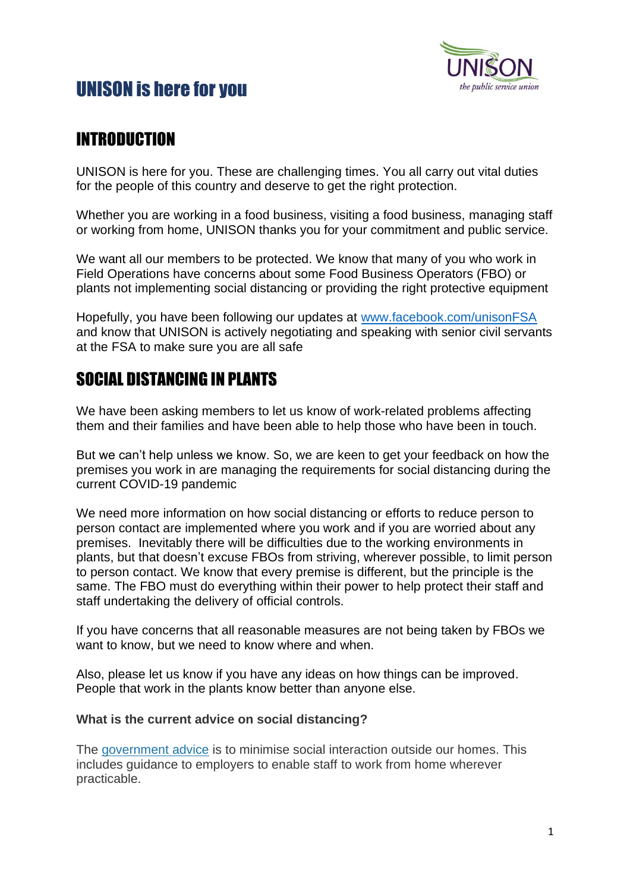# UNISON is here for you

## INTRODUCTION

UNISON is here for you. These are challenging times. You all carry out vital duties for the people of this country and deserve to get the right protection.

Whether you are working in a food business, visiting a food business, managing staff or working from home, UNISON thanks you for your commitment and public service.

We want all our members to be protected. We know that many of you who work in Field Operations have concerns about some Food Business Operators (FBO) or plants not implementing social distancing or providing the right protective equipment

Hopefully, you have been following our updates at [www.facebook.com/unisonFSA](http://www.facebook.com/unisonFSA) and know that UNISON is actively negotiating and speaking with senior civil servants at the FSA to make sure you are all safe

## SOCIAL DISTANCING IN PLANTS

We have been asking members to let us know of work-related problems affecting them and their families and have been able to help those who have been in touch.

But we can't help unless we know. So, we are keen to get your feedback on how the premises you work in are managing the requirements for social distancing during the current COVID-19 pandemic

We need more information on how social distancing or efforts to reduce person to person contact are implemented where you work and if you are worried about any premises. Inevitably there will be difficulties due to the working environments in plants, but that doesn't excuse FBOs from striving, wherever possible, to limit person to person contact. We know that every premise is different, but the principle is the same. The FBO must do everything within their power to help protect their staff and staff undertaking the delivery of official controls.

If you have concerns that all reasonable measures are not being taken by FBOs we want to know, but we need to know where and when.

Also, please let us know if you have any ideas on how things can be improved. People that work in the plants know better than anyone else.

**What is the current advice on social distancing?**

The government advice is to minimise social interaction outside our homes. This includes guidance to employers to enable staff to work from home wherever practicable.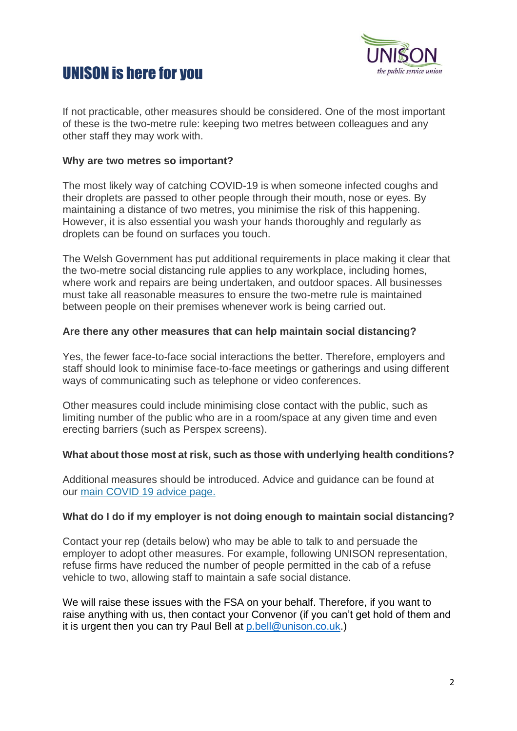# UNISON is here for you

If not practicable, other measures should be considered. One of the most important of these is the two-metre rule: keeping two metres between colleagues and any other staff they may work with.

**Why are two metres so important?**

The most likely way of catching COVID-19 is when someone infected coughs and their droplets are passed to other people through their mouth, nose or eyes. By maintaining a distance of two metres, you minimise the risk of this happening. However, it is also essential you wash your hands thoroughly and regularly as droplets can be found on surfaces you touch.

The Welsh Government has put additional requirements in place making it clear that the two-metre social distancing rule applies to any workplace, including homes, where work and repairs are being undertaken, and outdoor spaces. All businesses must take all reasonable measures to ensure the two-metre rule is maintained between people on their premises whenever work is being carried out.

**Are there any other measures that can help maintain social distancing?**

Yes, the fewer face-to-face social interactions the better. Therefore, employers and staff should look to minimise face-to-face meetings or gatherings and using different ways of communicating such as telephone or video conferences.

Other measures could include minimising close contact with the public, such as limiting number of the public who are in a room/space at any given time and even erecting barriers (such as Perspex screens).

**What about those most at risk, such as those with underlying health conditions?**

Additional measures should be introduced. Advice and guidance can be found at our [main COVID 19 advice page.]()

**What do I do if my employer is not doing enough to maintain social distancing?**

Contact your rep (details below) who may be able to talk to and persuade the employer to adopt other measures. For example, following UNISON representation, refuse firms have reduced the number of people permitted in the cab of a refuse vehicle to two, allowing staff to maintain a safe social distance.

We will raise these issues with the FSA on your behalf. Therefore, if you want to raise anything with us, then contact your Convenor (if you can't get hold of them and it is urgent then you can try Paul Bell at [p.bell@unison.co.uk](mailto:p.bell@unison.co.uk).)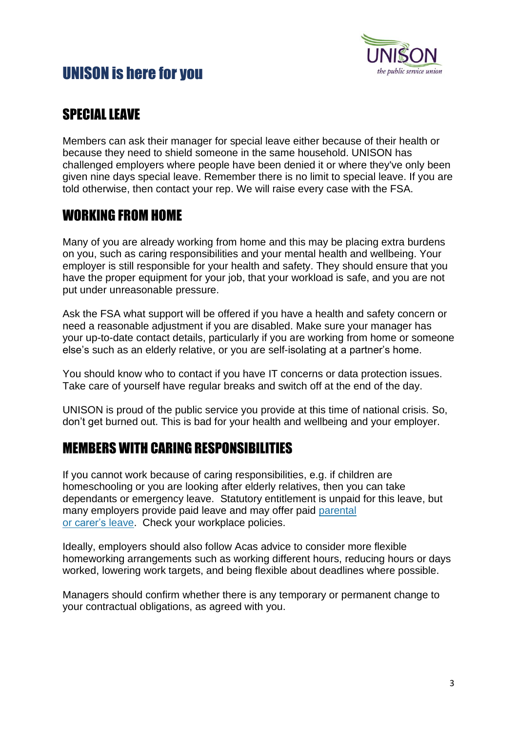# UNISON is here for you

## SPECIAL LEAVE

Members can ask their manager for special leave either because of their health or because they need to shield someone in the same household. UNISON has challenged employers where people have been denied it or where they've only been given nine days special leave. Remember there is no limit to special leave. If you are told otherwise, then contact your rep. We will raise every case with the FSA.

## WORKING FROM HOME

Many of you are already working from home and this may be placing extra burdens on you, such as caring responsibilities and your mental health and wellbeing. Your employer is still responsible for your health and safety. They should ensure that you have the proper equipment for your job, that your workload is safe, and you are not put under unreasonable pressure.

Ask the FSA what support will be offered if you have a health and safety concern or need a reasonable adjustment if you are disabled. Make sure your manager has your up-to-date contact details, particularly if you are working from home or someone else's such as an elderly relative, or you are self-isolating at a partner's home.

You should know who to contact if you have IT concerns or data protection issues. Take care of yourself have regular breaks and switch off at the end of the day.

UNISON is proud of the public service you provide at this time of national crisis. So, don't get burned out. This is bad for your health and wellbeing and your employer.

## MEMBERS WITH CARING RESPONSIBILITIES

If you cannot work because of caring responsibilities, e.g. if children are homeschooling or you are looking after elderly relatives, then you can take dependants or emergency leave. Statutory entitlement is unpaid for this leave, but many employers provide paid leave and may offer paid parental or carer's leave. Check your workplace policies.

Ideally, employers should also follow Acas advice to consider more flexible homeworking arrangements such as working different hours, reducing hours or days worked, lowering work targets, and being flexible about deadlines where possible.

Managers should confirm whether there is any temporary or permanent change to your contractual obligations, as agreed with you.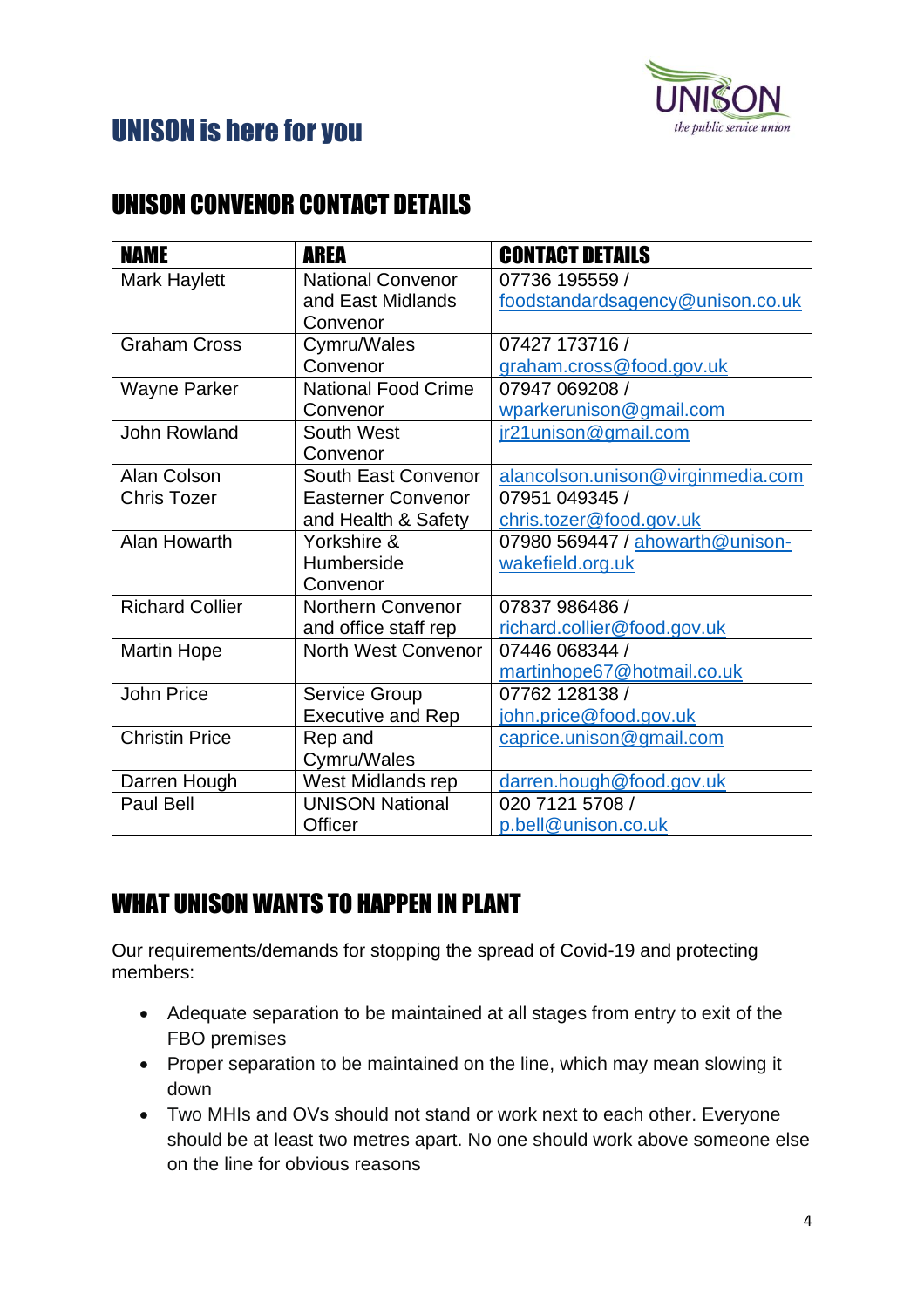# UNISON is here for you

## UNISON CONVENOR CONTACT DETAILS

| NAME | AREA | CONTACT DETAILS |
|---|---|---|
| Mark Haylett | National Convenor and East Midlands Convenor | 07736 195559 / foodstandardsagency@unison.co.uk |
| Graham Cross | Cymru/Wales Convenor | 07427 173716 / graham.cross@food.gov.uk |
| Wayne Parker | National Food Crime Convenor | 07947 069208 / wparkerunison@gmail.com |
| John Rowland | South West Convenor | jr21unison@gmail.com |
| Alan Colson | South East Convenor | alancolson.unison@virginmedia.com |
| Chris Tozer | Easterner Convenor and Health & Safety | 07951 049345 / chris.tozer@food.gov.uk |
| Alan Howarth | Yorkshire & Humberside Convenor | 07980 569447 / ahowarth@unison-wakefield.org.uk |
| Richard Collier | Northern Convenor and office staff rep | 07837 986486 / richard.collier@food.gov.uk |
| Martin Hope | North West Convenor | 07446 068344 / martinhope67@hotmail.co.uk |
| John Price | Service Group Executive and Rep | 07762 128138 / john.price@food.gov.uk |
| Christin Price | Rep and Cymru/Wales | caprice.unison@gmail.com |
| Darren Hough | West Midlands rep | darren.hough@food.gov.uk |
| Paul Bell | UNISON National Officer | 020 7121 5708 / p.bell@unison.co.uk |

## WHAT UNISON WANTS TO HAPPEN IN PLANT

Our requirements/demands for stopping the spread of Covid-19 and protecting members:

- Adequate separation to be maintained at all stages from entry to exit of the FBO premises
- Proper separation to be maintained on the line, which may mean slowing it down
- Two MHIs and OVs should not stand or work next to each other. Everyone should be at least two metres apart. No one should work above someone else on the line for obvious reasons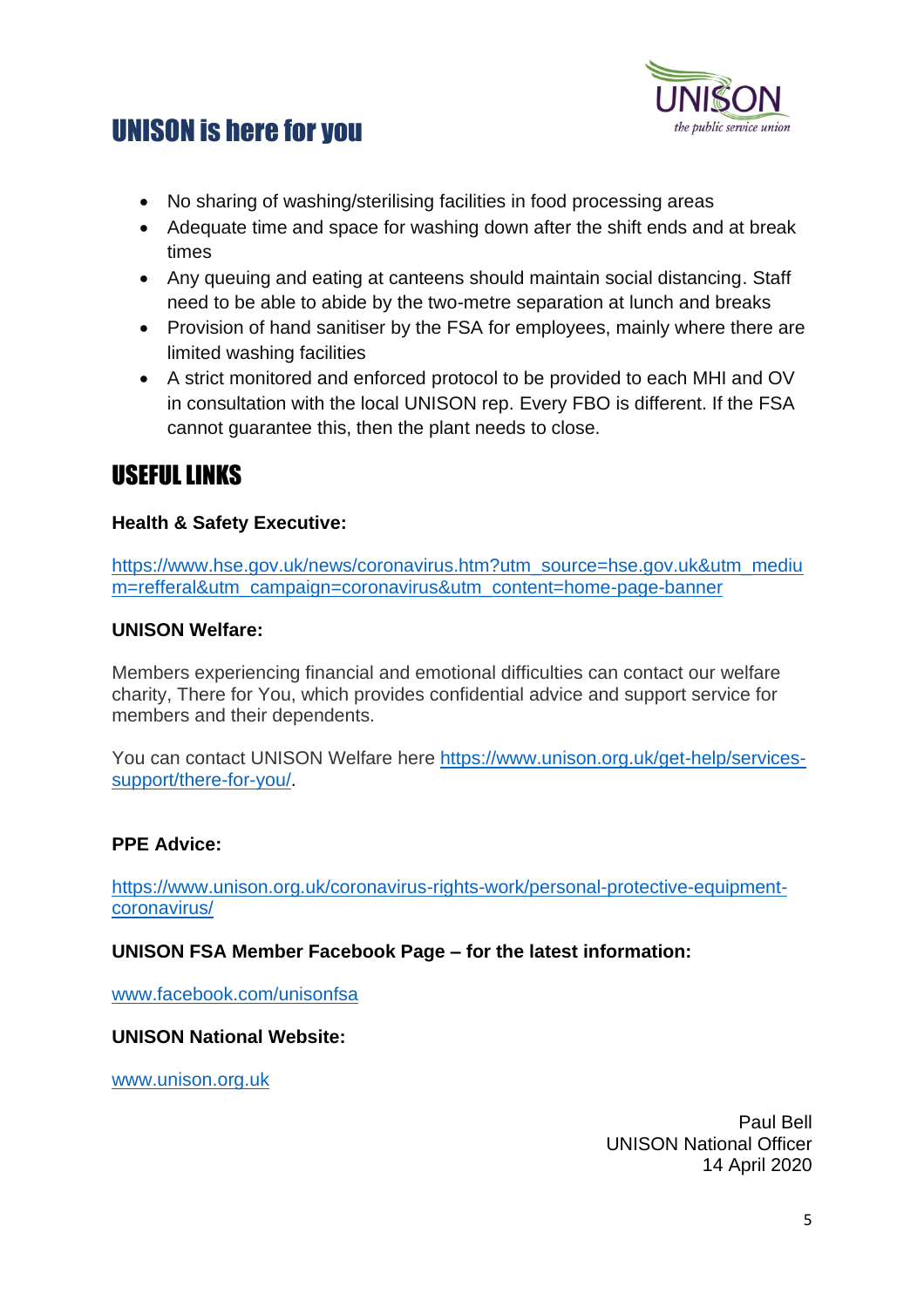- No sharing of washing/sterilising facilities in food processing areas
- Adequate time and space for washing down after the shift ends and at break times
- Any queuing and eating at canteens should maintain social distancing. Staff need to be able to abide by the two-metre separation at lunch and breaks
- Provision of hand sanitiser by the FSA for employees, mainly where there are limited washing facilities
- A strict monitored and enforced protocol to be provided to each MHI and OV in consultation with the local UNISON rep. Every FBO is different. If the FSA cannot guarantee this, then the plant needs to close.

## USEFUL LINKS

**Health & Safety Executive:**

https://www.hse.gov.uk/news/coronavirus.htm?utm_source=hse.gov.uk&utm_medium=refferal&utm_campaign=coronavirus&utm_content=home-page-banner

**UNISON Welfare:**

Members experiencing financial and emotional difficulties can contact our welfare charity, There for You, which provides confidential advice and support service for members and their dependents.

You can contact UNISON Welfare here https://www.unison.org.uk/get-help/services-support/there-for-you/.

**PPE Advice:**

https://www.unison.org.uk/coronavirus-rights-work/personal-protective-equipment-coronavirus/

**UNISON FSA Member Facebook Page – for the latest information:**

www.facebook.com/unisonfsa

**UNISON National Website:**

www.unison.org.uk

Paul Bell
UNISON National Officer
14 April 2020